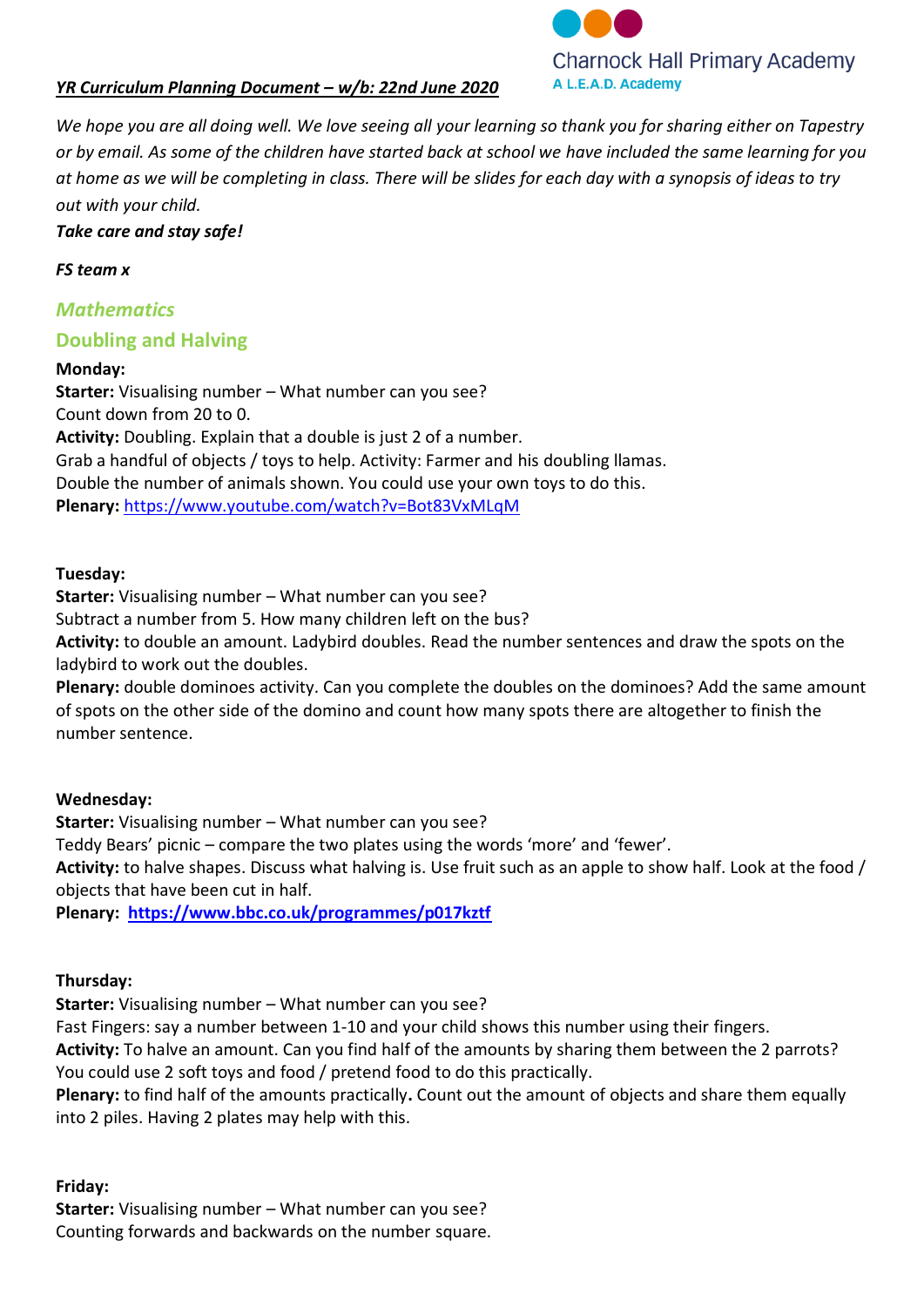Charnock Hall Primary Academy
A L.E.A.D. Academy

***YR Curriculum Planning Document – w/b: 22nd June 2020***

*We hope you are all doing well. We love seeing all your learning so thank you for sharing either on Tapestry or by email. As some of the children have started back at school we have included the same learning for you at home as we will be completing in class. There will be slides for each day with a synopsis of ideas to try out with your child.*

***Take care and stay safe!***

***FS team x***

## *Mathematics*

## Doubling and Halving

**Monday:**
**Starter:** Visualising number – What number can you see?
Count down from 20 to 0.
**Activity:** Doubling. Explain that a double is just 2 of a number.
Grab a handful of objects / toys to help. Activity: Farmer and his doubling llamas.
Double the number of animals shown. You could use your own toys to do this.
**Plenary:** https://www.youtube.com/watch?v=Bot83VxMLqM

**Tuesday:**
**Starter:** Visualising number – What number can you see?
Subtract a number from 5. How many children left on the bus?
**Activity:** to double an amount. Ladybird doubles. Read the number sentences and draw the spots on the ladybird to work out the doubles.
**Plenary:** double dominoes activity. Can you complete the doubles on the dominoes? Add the same amount of spots on the other side of the domino and count how many spots there are altogether to finish the number sentence.

**Wednesday:**
**Starter:** Visualising number – What number can you see?
Teddy Bears' picnic – compare the two plates using the words 'more' and 'fewer'.
**Activity:** to halve shapes. Discuss what halving is. Use fruit such as an apple to show half. Look at the food / objects that have been cut in half.
**Plenary:** **https://www.bbc.co.uk/programmes/p017kztf**

**Thursday:**
**Starter:** Visualising number – What number can you see?
Fast Fingers: say a number between 1-10 and your child shows this number using their fingers.
**Activity:** To halve an amount. Can you find half of the amounts by sharing them between the 2 parrots? You could use 2 soft toys and food / pretend food to do this practically.
**Plenary:** to find half of the amounts practically**.** Count out the amount of objects and share them equally into 2 piles. Having 2 plates may help with this.

**Friday:**
**Starter:** Visualising number – What number can you see?
Counting forwards and backwards on the number square.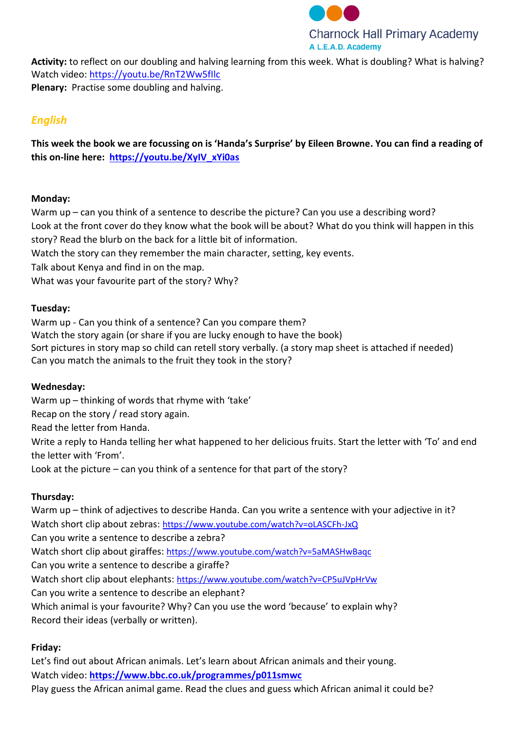**Activity:** to reflect on our doubling and halving learning from this week. What is doubling? What is halving?
Watch video: https://youtu.be/RnT2Ww5fIlc
**Plenary:** Practise some doubling and halving.

## *English*

**This week the book we are focussing on is 'Handa's Surprise' by Eileen Browne. You can find a reading of this on-line here: https://youtu.be/XyIV_xYi0as**

**Monday:**
Warm up – can you think of a sentence to describe the picture? Can you use a describing word?
Look at the front cover do they know what the book will be about? What do you think will happen in this story? Read the blurb on the back for a little bit of information.
Watch the story can they remember the main character, setting, key events.
Talk about Kenya and find in on the map.
What was your favourite part of the story? Why?

**Tuesday:**
Warm up - Can you think of a sentence? Can you compare them?
Watch the story again (or share if you are lucky enough to have the book)
Sort pictures in story map so child can retell story verbally. (a story map sheet is attached if needed)
Can you match the animals to the fruit they took in the story?

**Wednesday:**
Warm up – thinking of words that rhyme with 'take'
Recap on the story / read story again.
Read the letter from Handa.
Write a reply to Handa telling her what happened to her delicious fruits. Start the letter with 'To' and end the letter with 'From'.
Look at the picture – can you think of a sentence for that part of the story?

**Thursday:**
Warm up – think of adjectives to describe Handa. Can you write a sentence with your adjective in it?
Watch short clip about zebras: https://www.youtube.com/watch?v=oLASCFh-JxQ
Can you write a sentence to describe a zebra?
Watch short clip about giraffes: https://www.youtube.com/watch?v=5aMASHwBaqc
Can you write a sentence to describe a giraffe?
Watch short clip about elephants: https://www.youtube.com/watch?v=CP5uJVpHrVw
Can you write a sentence to describe an elephant?
Which animal is your favourite? Why? Can you use the word 'because' to explain why?
Record their ideas (verbally or written).

**Friday:**
Let's find out about African animals. Let's learn about African animals and their young.
Watch video: **https://www.bbc.co.uk/programmes/p011smwc**
Play guess the African animal game. Read the clues and guess which African animal it could be?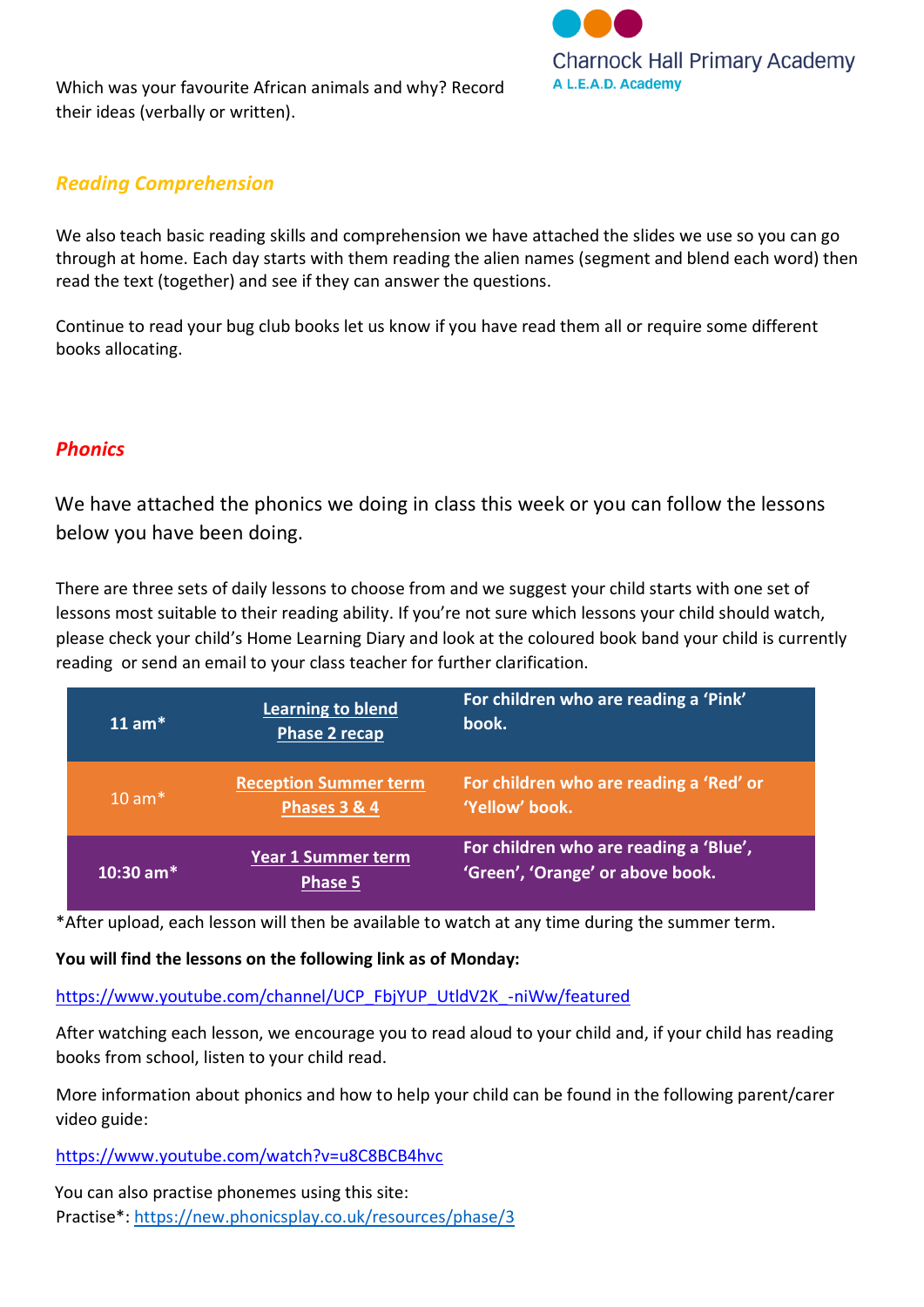Which was your favourite African animals and why? Record their ideas (verbally or written).

## *Reading Comprehension*

We also teach basic reading skills and comprehension we have attached the slides we use so you can go through at home. Each day starts with them reading the alien names (segment and blend each word) then read the text (together) and see if they can answer the questions.

Continue to read your bug club books let us know if you have read them all or require some different books allocating.

## *Phonics*

We have attached the phonics we doing in class this week or you can follow the lessons below you have been doing.

There are three sets of daily lessons to choose from and we suggest your child starts with one set of lessons most suitable to their reading ability. If you're not sure which lessons your child should watch, please check your child's Home Learning Diary and look at the coloured book band your child is currently reading or send an email to your class teacher for further clarification.

| | | |
|---|---|---|
| **11 am*** | **Learning to blend Phase 2 recap** | **For children who are reading a 'Pink' book.** |
| 10 am* | **Reception Summer term Phases 3 & 4** | **For children who are reading a 'Red' or 'Yellow' book.** |
| **10:30 am*** | **Year 1 Summer term Phase 5** | **For children who are reading a 'Blue', 'Green', 'Orange' or above book.** |

*After upload, each lesson will then be available to watch at any time during the summer term.

**You will find the lessons on the following link as of Monday:**

https://www.youtube.com/channel/UCP_FbjYUP_UtldV2K_-niWw/featured

After watching each lesson, we encourage you to read aloud to your child and, if your child has reading books from school, listen to your child read.

More information about phonics and how to help your child can be found in the following parent/carer video guide:

https://www.youtube.com/watch?v=u8C8BCB4hvc

You can also practise phonemes using this site:
Practise*: https://new.phonicsplay.co.uk/resources/phase/3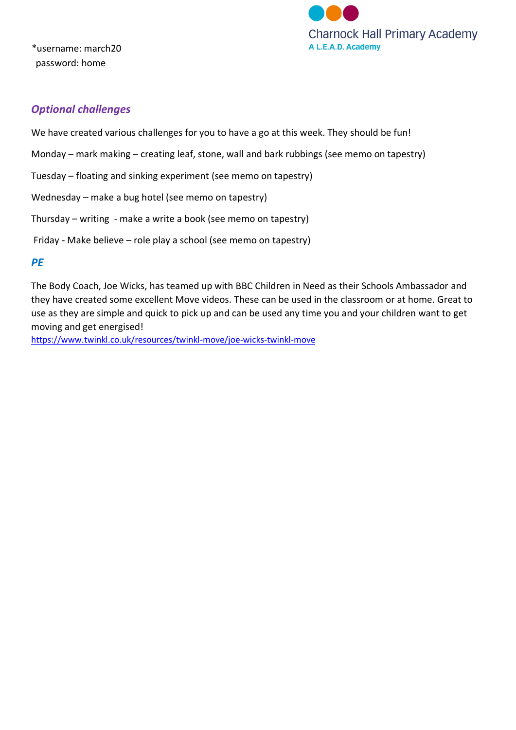*username: march20
password: home

## *Optional challenges*

We have created various challenges for you to have a go at this week. They should be fun!

Monday – mark making – creating leaf, stone, wall and bark rubbings (see memo on tapestry)

Tuesday – floating and sinking experiment (see memo on tapestry)

Wednesday – make a bug hotel (see memo on tapestry)

Thursday – writing - make a write a book (see memo on tapestry)

Friday - Make believe – role play a school (see memo on tapestry)

## *PE*

The Body Coach, Joe Wicks, has teamed up with BBC Children in Need as their Schools Ambassador and they have created some excellent Move videos. These can be used in the classroom or at home. Great to use as they are simple and quick to pick up and can be used any time you and your children want to get moving and get energised!
https://www.twinkl.co.uk/resources/twinkl-move/joe-wicks-twinkl-move